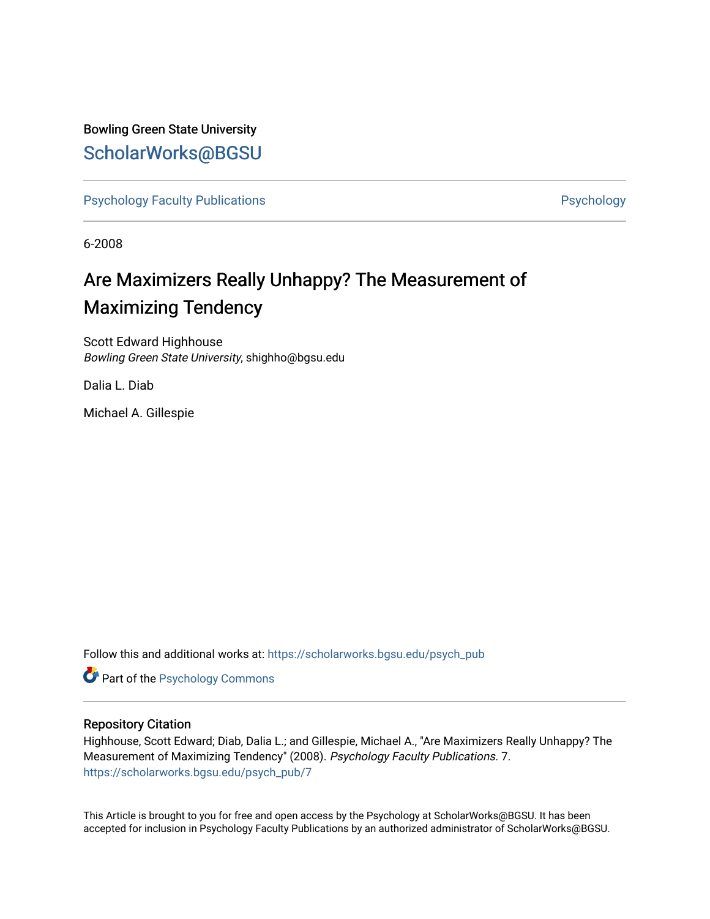Bowling Green State University

# ScholarWorks@BGSU

Psychology Faculty Publications | Psychology

6-2008

# Are Maximizers Really Unhappy? The Measurement of Maximizing Tendency

Scott Edward Highhouse
*Bowling Green State University*, shighho@bgsu.edu

Dalia L. Diab

Michael A. Gillespie

Follow this and additional works at: https://scholarworks.bgsu.edu/psych_pub

Part of the Psychology Commons

## Repository Citation

Highhouse, Scott Edward; Diab, Dalia L.; and Gillespie, Michael A., "Are Maximizers Really Unhappy? The Measurement of Maximizing Tendency" (2008). *Psychology Faculty Publications*. 7.
https://scholarworks.bgsu.edu/psych_pub/7

This Article is brought to you for free and open access by the Psychology at ScholarWorks@BGSU. It has been accepted for inclusion in Psychology Faculty Publications by an authorized administrator of ScholarWorks@BGSU.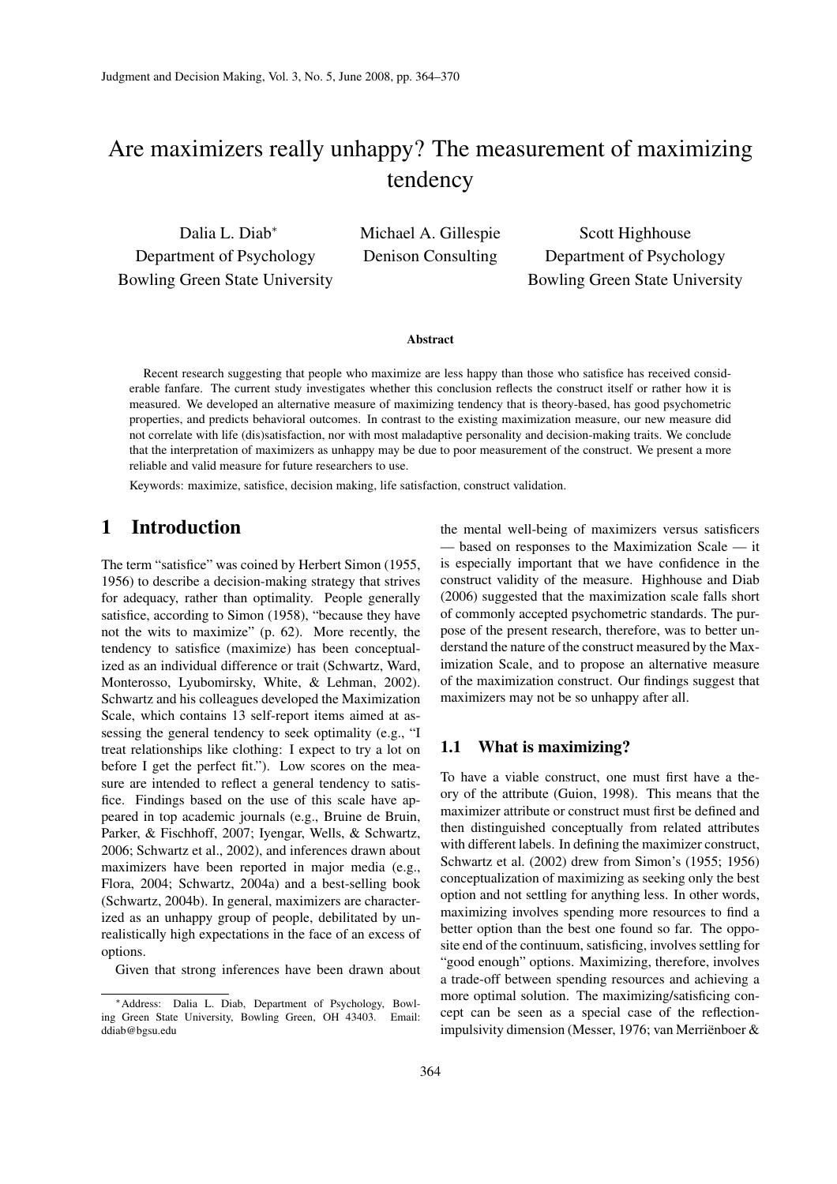# Are maximizers really unhappy? The measurement of maximizing tendency

Dalia L. Diab[*]
Department of Psychology
Bowling Green State University

Michael A. Gillespie
Denison Consulting

Scott Highhouse
Department of Psychology
Bowling Green State University

**Abstract**

Recent research suggesting that people who maximize are less happy than those who satisfice has received considerable fanfare. The current study investigates whether this conclusion reflects the construct itself or rather how it is measured. We developed an alternative measure of maximizing tendency that is theory-based, has good psychometric properties, and predicts behavioral outcomes. In contrast to the existing maximization measure, our new measure did not correlate with life (dis)satisfaction, nor with most maladaptive personality and decision-making traits. We conclude that the interpretation of maximizers as unhappy may be due to poor measurement of the construct. We present a more reliable and valid measure for future researchers to use.

Keywords: maximize, satisfice, decision making, life satisfaction, construct validation.

## 1 Introduction

The term "satisfice" was coined by Herbert Simon (1955, 1956) to describe a decision-making strategy that strives for adequacy, rather than optimality. People generally satisfice, according to Simon (1958), "because they have not the wits to maximize" (p. 62). More recently, the tendency to satisfice (maximize) has been conceptualized as an individual difference or trait (Schwartz, Ward, Monterosso, Lyubomirsky, White, & Lehman, 2002). Schwartz and his colleagues developed the Maximization Scale, which contains 13 self-report items aimed at assessing the general tendency to seek optimality (e.g., "I treat relationships like clothing: I expect to try a lot on before I get the perfect fit."). Low scores on the measure are intended to reflect a general tendency to satisfice. Findings based on the use of this scale have appeared in top academic journals (e.g., Bruine de Bruin, Parker, & Fischhoff, 2007; Iyengar, Wells, & Schwartz, 2006; Schwartz et al., 2002), and inferences drawn about maximizers have been reported in major media (e.g., Flora, 2004; Schwartz, 2004a) and a best-selling book (Schwartz, 2004b). In general, maximizers are characterized as an unhappy group of people, debilitated by unrealistically high expectations in the face of an excess of options.

Given that strong inferences have been drawn about the mental well-being of maximizers versus satisficers — based on responses to the Maximization Scale — it is especially important that we have confidence in the construct validity of the measure. Highhouse and Diab (2006) suggested that the maximization scale falls short of commonly accepted psychometric standards. The purpose of the present research, therefore, was to better understand the nature of the construct measured by the Maximization Scale, and to propose an alternative measure of the maximization construct. Our findings suggest that maximizers may not be so unhappy after all.

### 1.1 What is maximizing?

To have a viable construct, one must first have a theory of the attribute (Guion, 1998). This means that the maximizer attribute or construct must first be defined and then distinguished conceptually from related attributes with different labels. In defining the maximizer construct, Schwartz et al. (2002) drew from Simon's (1955; 1956) conceptualization of maximizing as seeking only the best option and not settling for anything less. In other words, maximizing involves spending more resources to find a better option than the best one found so far. The opposite end of the continuum, satisficing, involves settling for "good enough" options. Maximizing, therefore, involves a trade-off between spending resources and achieving a more optimal solution. The maximizing/satisficing concept can be seen as a special case of the reflection-impulsivity dimension (Messer, 1976; van Merriënboer &

[*]Address: Dalia L. Diab, Department of Psychology, Bowling Green State University, Bowling Green, OH 43403. Email: ddiab@bgsu.edu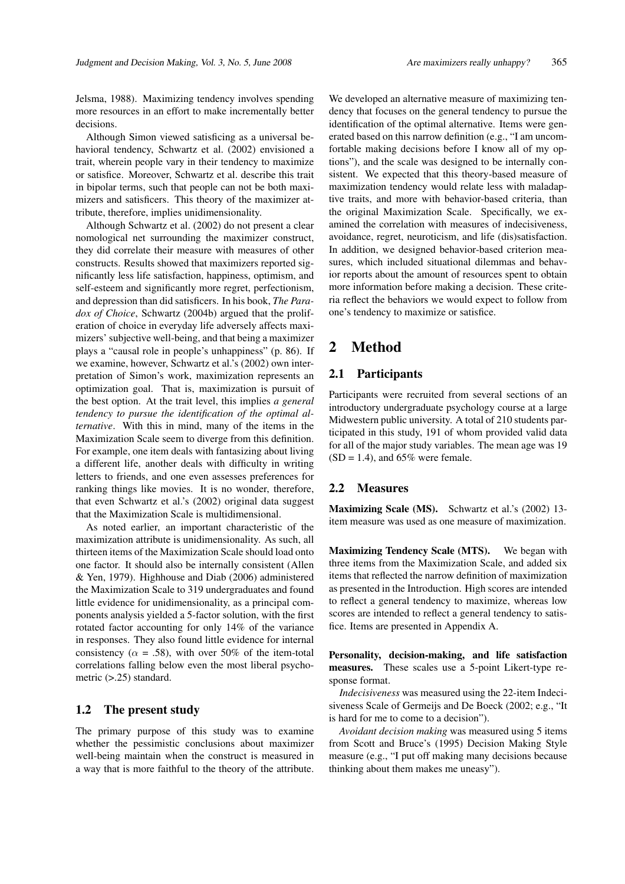Jelsma, 1988). Maximizing tendency involves spending more resources in an effort to make incrementally better decisions.

Although Simon viewed satisficing as a universal behavioral tendency, Schwartz et al. (2002) envisioned a trait, wherein people vary in their tendency to maximize or satisfice. Moreover, Schwartz et al. describe this trait in bipolar terms, such that people can not be both maximizers and satisficers. This theory of the maximizer attribute, therefore, implies unidimensionality.

Although Schwartz et al. (2002) do not present a clear nomological net surrounding the maximizer construct, they did correlate their measure with measures of other constructs. Results showed that maximizers reported significantly less life satisfaction, happiness, optimism, and self-esteem and significantly more regret, perfectionism, and depression than did satisficers. In his book, *The Paradox of Choice*, Schwartz (2004b) argued that the proliferation of choice in everyday life adversely affects maximizers' subjective well-being, and that being a maximizer plays a "causal role in people's unhappiness" (p. 86). If we examine, however, Schwartz et al.'s (2002) own interpretation of Simon's work, maximization represents an optimization goal. That is, maximization is pursuit of the best option. At the trait level, this implies *a general tendency to pursue the identification of the optimal alternative*. With this in mind, many of the items in the Maximization Scale seem to diverge from this definition. For example, one item deals with fantasizing about living a different life, another deals with difficulty in writing letters to friends, and one even assesses preferences for ranking things like movies. It is no wonder, therefore, that even Schwartz et al.'s (2002) original data suggest that the Maximization Scale is multidimensional.

As noted earlier, an important characteristic of the maximization attribute is unidimensionality. As such, all thirteen items of the Maximization Scale should load onto one factor. It should also be internally consistent (Allen & Yen, 1979). Highhouse and Diab (2006) administered the Maximization Scale to 319 undergraduates and found little evidence for unidimensionality, as a principal components analysis yielded a 5-factor solution, with the first rotated factor accounting for only 14% of the variance in responses. They also found little evidence for internal consistency ($\alpha$ = .58), with over 50% of the item-total correlations falling below even the most liberal psychometric (>.25) standard.

## 1.2 The present study

The primary purpose of this study was to examine whether the pessimistic conclusions about maximizer well-being maintain when the construct is measured in a way that is more faithful to the theory of the attribute. We developed an alternative measure of maximizing tendency that focuses on the general tendency to pursue the identification of the optimal alternative. Items were generated based on this narrow definition (e.g., "I am uncomfortable making decisions before I know all of my options"), and the scale was designed to be internally consistent. We expected that this theory-based measure of maximization tendency would relate less with maladaptive traits, and more with behavior-based criteria, than the original Maximization Scale. Specifically, we examined the correlation with measures of indecisiveness, avoidance, regret, neuroticism, and life (dis)satisfaction. In addition, we designed behavior-based criterion measures, which included situational dilemmas and behavior reports about the amount of resources spent to obtain more information before making a decision. These criteria reflect the behaviors we would expect to follow from one's tendency to maximize or satisfice.

# 2 Method

## 2.1 Participants

Participants were recruited from several sections of an introductory undergraduate psychology course at a large Midwestern public university. A total of 210 students participated in this study, 191 of whom provided valid data for all of the major study variables. The mean age was 19 (SD = 1.4), and 65% were female.

## 2.2 Measures

**Maximizing Scale (MS).** Schwartz et al.'s (2002) 13-item measure was used as one measure of maximization.

**Maximizing Tendency Scale (MTS).** We began with three items from the Maximization Scale, and added six items that reflected the narrow definition of maximization as presented in the Introduction. High scores are intended to reflect a general tendency to maximize, whereas low scores are intended to reflect a general tendency to satisfice. Items are presented in Appendix A.

**Personality, decision-making, and life satisfaction measures.** These scales use a 5-point Likert-type response format.

*Indecisiveness* was measured using the 22-item Indecisiveness Scale of Germeijs and De Boeck (2002; e.g., "It is hard for me to come to a decision").

*Avoidant decision making* was measured using 5 items from Scott and Bruce's (1995) Decision Making Style measure (e.g., "I put off making many decisions because thinking about them makes me uneasy").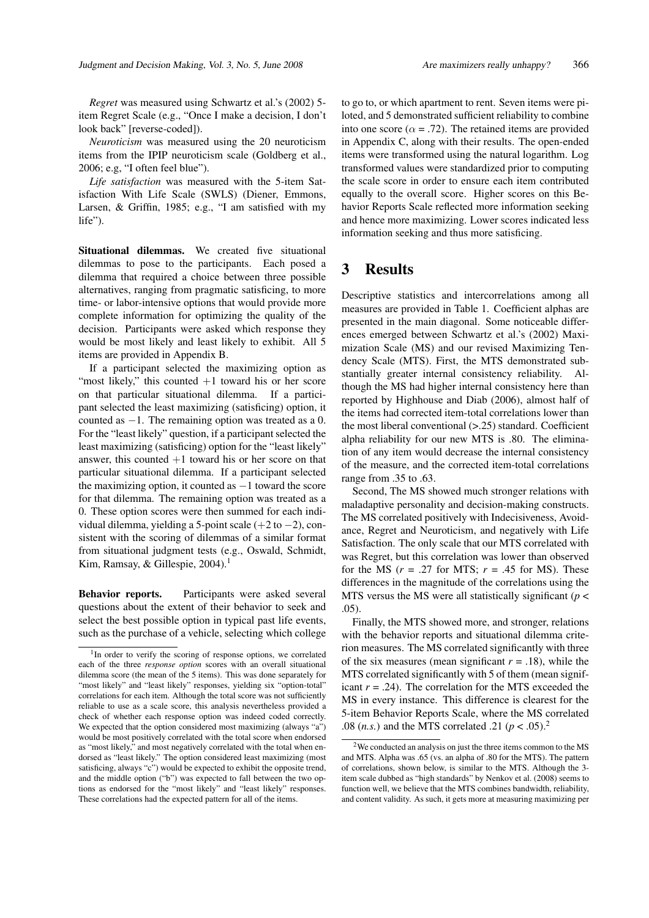*Regret* was measured using Schwartz et al.'s (2002) 5-item Regret Scale (e.g., "Once I make a decision, I don't look back" [reverse-coded]).

*Neuroticism* was measured using the 20 neuroticism items from the IPIP neuroticism scale (Goldberg et al., 2006; e.g, "I often feel blue").

*Life satisfaction* was measured with the 5-item Satisfaction With Life Scale (SWLS) (Diener, Emmons, Larsen, & Griffin, 1985; e.g., "I am satisfied with my life").

**Situational dilemmas.** We created five situational dilemmas to pose to the participants. Each posed a dilemma that required a choice between three possible alternatives, ranging from pragmatic satisficing, to more time- or labor-intensive options that would provide more complete information for optimizing the quality of the decision. Participants were asked which response they would be most likely and least likely to exhibit. All 5 items are provided in Appendix B.

If a participant selected the maximizing option as "most likely," this counted $+1$ toward his or her score on that particular situational dilemma. If a participant selected the least maximizing (satisficing) option, it counted as $-1$. The remaining option was treated as a 0. For the "least likely" question, if a participant selected the least maximizing (satisficing) option for the "least likely" answer, this counted $+1$ toward his or her score on that particular situational dilemma. If a participant selected the maximizing option, it counted as $-1$ toward the score for that dilemma. The remaining option was treated as a 0. These option scores were then summed for each individual dilemma, yielding a 5-point scale ($+2$ to $-2$), consistent with the scoring of dilemmas of a similar format from situational judgment tests (e.g., Oswald, Schmidt, Kim, Ramsay, & Gillespie, 2004).[1]

**Behavior reports.** Participants were asked several questions about the extent of their behavior to seek and select the best possible option in typical past life events, such as the purchase of a vehicle, selecting which college to go to, or which apartment to rent. Seven items were piloted, and 5 demonstrated sufficient reliability to combine into one score ($\alpha$ = .72). The retained items are provided in Appendix C, along with their results. The open-ended items were transformed using the natural logarithm. Log transformed values were standardized prior to computing the scale score in order to ensure each item contributed equally to the overall score. Higher scores on this Behavior Reports Scale reflected more information seeking and hence more maximizing. Lower scores indicated less information seeking and thus more satisficing.

## 3 Results

Descriptive statistics and intercorrelations among all measures are provided in Table 1. Coefficient alphas are presented in the main diagonal. Some noticeable differences emerged between Schwartz et al.'s (2002) Maximization Scale (MS) and our revised Maximizing Tendency Scale (MTS). First, the MTS demonstrated substantially greater internal consistency reliability. Although the MS had higher internal consistency here than reported by Highhouse and Diab (2006), almost half of the items had corrected item-total correlations lower than the most liberal conventional (>.25) standard. Coefficient alpha reliability for our new MTS is .80. The elimination of any item would decrease the internal consistency of the measure, and the corrected item-total correlations range from .35 to .63.

Second, The MS showed much stronger relations with maladaptive personality and decision-making constructs. The MS correlated positively with Indecisiveness, Avoidance, Regret and Neuroticism, and negatively with Life Satisfaction. The only scale that our MTS correlated with was Regret, but this correlation was lower than observed for the MS ($r$ = .27 for MTS; $r$ = .45 for MS). These differences in the magnitude of the correlations using the MTS versus the MS were all statistically significant ($p <$ .05).

Finally, the MTS showed more, and stronger, relations with the behavior reports and situational dilemma criterion measures. The MS correlated significantly with three of the six measures (mean significant $r$ = .18), while the MTS correlated significantly with 5 of them (mean significant $r$ = .24). The correlation for the MTS exceeded the MS in every instance. This difference is clearest for the 5-item Behavior Reports Scale, where the MS correlated .08 (*n.s.*) and the MTS correlated .21 ($p < .05$).[2]

[1] In order to verify the scoring of response options, we correlated each of the three *response option* scores with an overall situational dilemma score (the mean of the 5 items). This was done separately for "most likely" and "least likely" responses, yielding six "option-total" correlations for each item. Although the total score was not sufficiently reliable to use as a scale score, this analysis nevertheless provided a check of whether each response option was indeed coded correctly. We expected that the option considered most maximizing (always "a") would be most positively correlated with the total score when endorsed as "most likely," and most negatively correlated with the total when endorsed as "least likely." The option considered least maximizing (most satisficing, always "c") would be expected to exhibit the opposite trend, and the middle option ("b") was expected to fall between the two options as endorsed for the "most likely" and "least likely" responses. These correlations had the expected pattern for all of the items.

[2] We conducted an analysis on just the three items common to the MS and MTS. Alpha was .65 (vs. an alpha of .80 for the MTS). The pattern of correlations, shown below, is similar to the MTS. Although the 3-item scale dubbed as "high standards" by Nenkov et al. (2008) seems to function well, we believe that the MTS combines bandwidth, reliability, and content validity. As such, it gets more at measuring maximizing per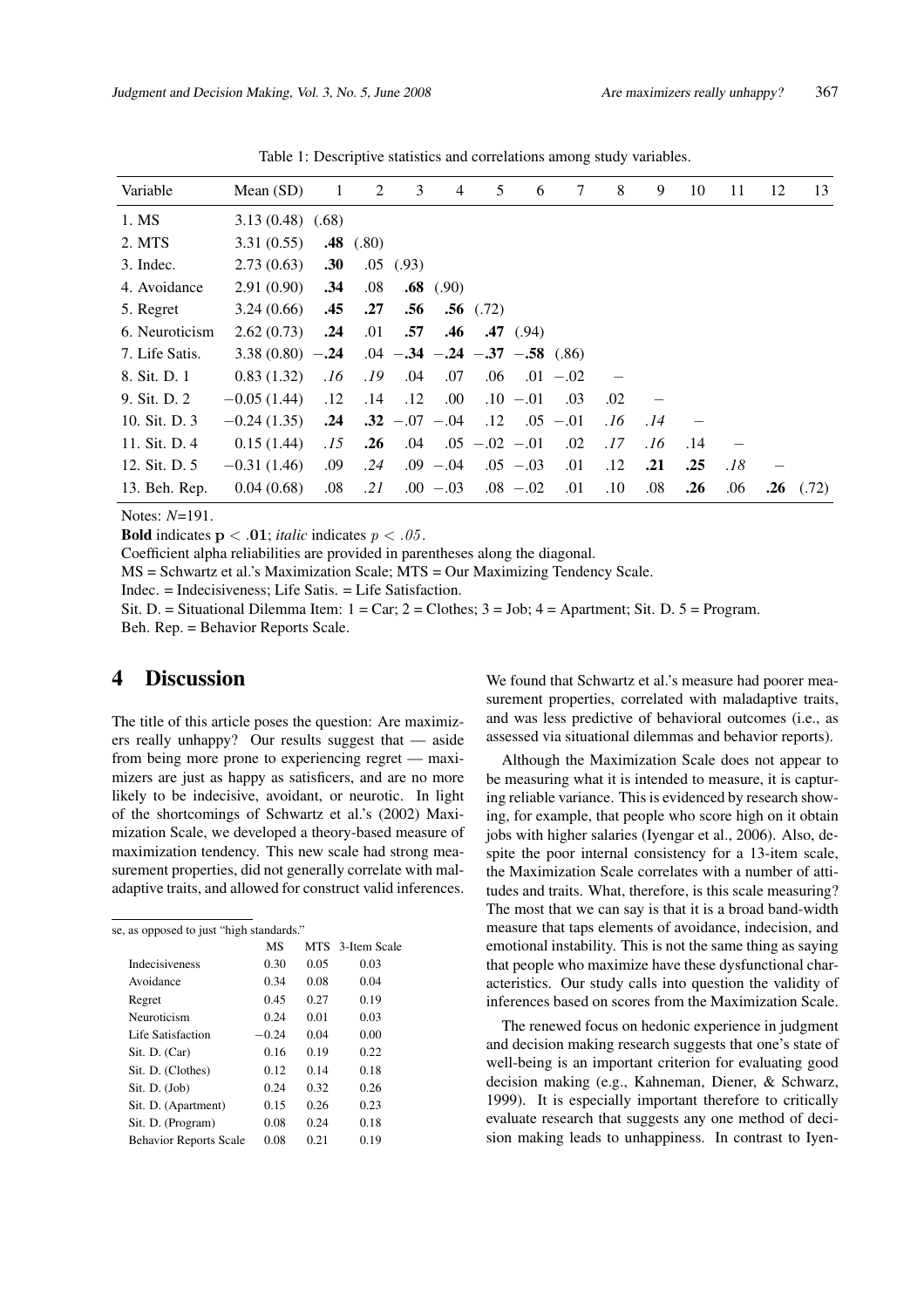Table 1: Descriptive statistics and correlations among study variables.

| Variable | Mean (SD) | 1 | 2 | 3 | 4 | 5 | 6 | 7 | 8 | 9 | 10 | 11 | 12 | 13 |
|---|---|---|---|---|---|---|---|---|---|---|---|---|---|---|
| 1. MS | 3.13 (0.48) | (.68) | | | | | | | | | | | | |
| 2. MTS | 3.31 (0.55) | **.48** | (.80) | | | | | | | | | | | |
| 3. Indec. | 2.73 (0.63) | **.30** | .05 | (.93) | | | | | | | | | | |
| 4. Avoidance | 2.91 (0.90) | **.34** | .08 | **.68** | (.90) | | | | | | | | | |
| 5. Regret | 3.24 (0.66) | **.45** | **.27** | **.56** | **.56** | (.72) | | | | | | | | |
| 6. Neuroticism | 2.62 (0.73) | **.24** | .01 | **.57** | **.46** | **.47** | (.94) | | | | | | | |
| 7. Life Satis. | 3.38 (0.80) | **−.24** | .04 | **−.34** | **−.24** | **−.37** | **−.58** | (.86) | | | | | | |
| 8. Sit. D. 1 | 0.83 (1.32) | *.16* | *.19* | .04 | .07 | .06 | .01 | −.02 | – | | | | | |
| 9. Sit. D. 2 | −0.05 (1.44) | .12 | .14 | .12 | .00 | .10 | −.01 | .03 | .02 | – | | | | |
| 10. Sit. D. 3 | −0.24 (1.35) | **.24** | **.32** | −.07 | −.04 | .12 | .05 | −.01 | *.16* | *.14* | – | | | |
| 11. Sit. D. 4 | 0.15 (1.44) | *.15* | **.26** | .04 | .05 | −.02 | −.01 | .02 | *.17* | *.16* | .14 | – | | |
| 12. Sit. D. 5 | −0.31 (1.46) | .09 | *.24* | .09 | −.04 | .05 | −.03 | .01 | .12 | **.21** | **.25** | *.18* | – | |
| 13. Beh. Rep. | 0.04 (0.68) | .08 | *.21* | .00 | −.03 | .08 | −.02 | .01 | .10 | .08 | **.26** | .06 | **.26** | (.72) |

Notes: $N$=191.

**Bold** indicates $\mathbf{p < .01}$; *italic* indicates $p < .05$.

Coefficient alpha reliabilities are provided in parentheses along the diagonal.

MS = Schwartz et al.'s Maximization Scale; MTS = Our Maximizing Tendency Scale.

Indec. = Indecisiveness; Life Satis. = Life Satisfaction.

Sit. D. = Situational Dilemma Item: 1 = Car; 2 = Clothes; 3 = Job; 4 = Apartment; Sit. D. 5 = Program.

Beh. Rep. = Behavior Reports Scale.

# 4 Discussion

The title of this article poses the question: Are maximizers really unhappy? Our results suggest that — aside from being more prone to experiencing regret — maximizers are just as happy as satisficers, and are no more likely to be indecisive, avoidant, or neurotic. In light of the shortcomings of Schwartz et al.'s (2002) Maximization Scale, we developed a theory-based measure of maximization tendency. This new scale had strong measurement properties, did not generally correlate with maladaptive traits, and allowed for construct valid inferences. We found that Schwartz et al.'s measure had poorer measurement properties, correlated with maladaptive traits, and was less predictive of behavioral outcomes (i.e., as assessed via situational dilemmas and behavior reports).

se, as opposed to just "high standards."

| | MS | MTS | 3-Item Scale |
|---|---|---|---|
| Indecisiveness | 0.30 | 0.05 | 0.03 |
| Avoidance | 0.34 | 0.08 | 0.04 |
| Regret | 0.45 | 0.27 | 0.19 |
| Neuroticism | 0.24 | 0.01 | 0.03 |
| Life Satisfaction | −0.24 | 0.04 | 0.00 |
| Sit. D. (Car) | 0.16 | 0.19 | 0.22 |
| Sit. D. (Clothes) | 0.12 | 0.14 | 0.18 |
| Sit. D. (Job) | 0.24 | 0.32 | 0.26 |
| Sit. D. (Apartment) | 0.15 | 0.26 | 0.23 |
| Sit. D. (Program) | 0.08 | 0.24 | 0.18 |
| Behavior Reports Scale | 0.08 | 0.21 | 0.19 |

Although the Maximization Scale does not appear to be measuring what it is intended to measure, it is capturing reliable variance. This is evidenced by research showing, for example, that people who score high on it obtain jobs with higher salaries (Iyengar et al., 2006). Also, despite the poor internal consistency for a 13-item scale, the Maximization Scale correlates with a number of attitudes and traits. What, therefore, is this scale measuring? The most that we can say is that it is a broad band-width measure that taps elements of avoidance, indecision, and emotional instability. This is not the same thing as saying that people who maximize have these dysfunctional characteristics. Our study calls into question the validity of inferences based on scores from the Maximization Scale.

The renewed focus on hedonic experience in judgment and decision making research suggests that one's state of well-being is an important criterion for evaluating good decision making (e.g., Kahneman, Diener, & Schwarz, 1999). It is especially important therefore to critically evaluate research that suggests any one method of decision making leads to unhappiness. In contrast to Iyen-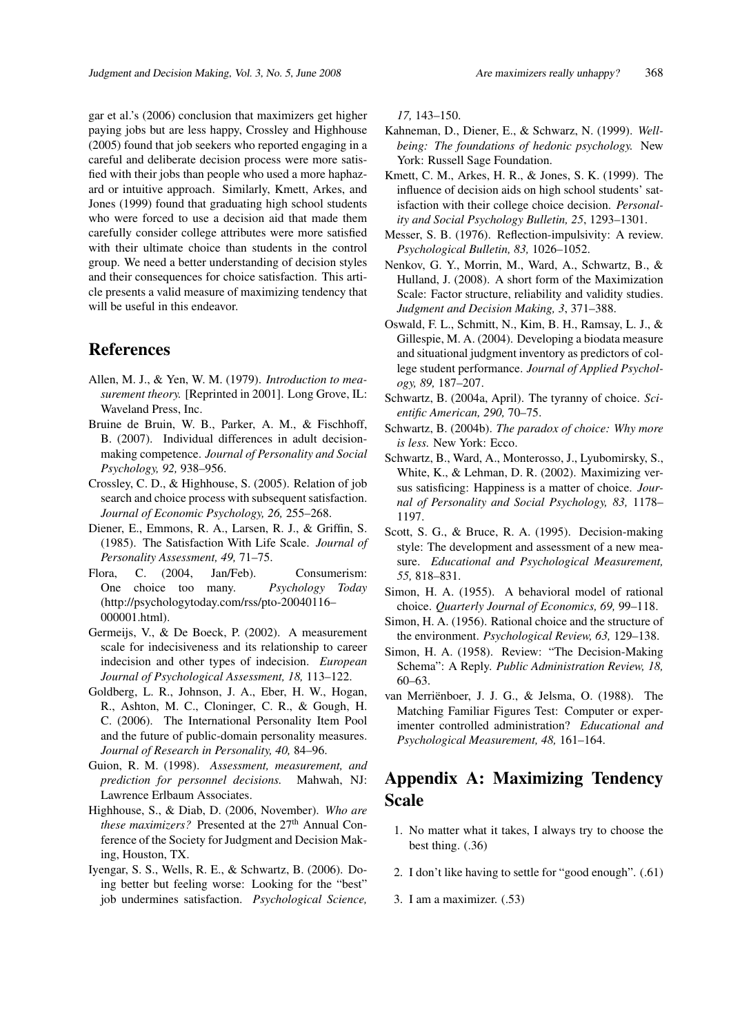gar et al.'s (2006) conclusion that maximizers get higher paying jobs but are less happy, Crossley and Highhouse (2005) found that job seekers who reported engaging in a careful and deliberate decision process were more satisfied with their jobs than people who used a more haphazard or intuitive approach. Similarly, Kmett, Arkes, and Jones (1999) found that graduating high school students who were forced to use a decision aid that made them carefully consider college attributes were more satisfied with their ultimate choice than students in the control group. We need a better understanding of decision styles and their consequences for choice satisfaction. This article presents a valid measure of maximizing tendency that will be useful in this endeavor.

## References

Allen, M. J., & Yen, W. M. (1979). *Introduction to measurement theory.* [Reprinted in 2001]. Long Grove, IL: Waveland Press, Inc.

Bruine de Bruin, W. B., Parker, A. M., & Fischhoff, B. (2007). Individual differences in adult decision-making competence. *Journal of Personality and Social Psychology, 92,* 938–956.

Crossley, C. D., & Highhouse, S. (2005). Relation of job search and choice process with subsequent satisfaction. *Journal of Economic Psychology, 26,* 255–268.

Diener, E., Emmons, R. A., Larsen, R. J., & Griffin, S. (1985). The Satisfaction With Life Scale. *Journal of Personality Assessment, 49,* 71–75.

Flora, C. (2004, Jan/Feb). Consumerism: One choice too many. *Psychology Today* (http://psychologytoday.com/rss/pto-20040116–000001.html).

Germeijs, V., & De Boeck, P. (2002). A measurement scale for indecisiveness and its relationship to career indecision and other types of indecision. *European Journal of Psychological Assessment, 18,* 113–122.

Goldberg, L. R., Johnson, J. A., Eber, H. W., Hogan, R., Ashton, M. C., Cloninger, C. R., & Gough, H. C. (2006). The International Personality Item Pool and the future of public-domain personality measures. *Journal of Research in Personality, 40,* 84–96.

Guion, R. M. (1998). *Assessment, measurement, and prediction for personnel decisions.* Mahwah, NJ: Lawrence Erlbaum Associates.

Highhouse, S., & Diab, D. (2006, November). *Who are these maximizers?* Presented at the 27th Annual Conference of the Society for Judgment and Decision Making, Houston, TX.

Iyengar, S. S., Wells, R. E., & Schwartz, B. (2006). Doing better but feeling worse: Looking for the "best" job undermines satisfaction. *Psychological Science, 17,* 143–150.

Kahneman, D., Diener, E., & Schwarz, N. (1999). *Well-being: The foundations of hedonic psychology.* New York: Russell Sage Foundation.

Kmett, C. M., Arkes, H. R., & Jones, S. K. (1999). The influence of decision aids on high school students' satisfaction with their college choice decision. *Personality and Social Psychology Bulletin, 25*, 1293–1301.

Messer, S. B. (1976). Reflection-impulsivity: A review. *Psychological Bulletin, 83,* 1026–1052.

Nenkov, G. Y., Morrin, M., Ward, A., Schwartz, B., & Hulland, J. (2008). A short form of the Maximization Scale: Factor structure, reliability and validity studies. *Judgment and Decision Making, 3*, 371–388.

Oswald, F. L., Schmitt, N., Kim, B. H., Ramsay, L. J., & Gillespie, M. A. (2004). Developing a biodata measure and situational judgment inventory as predictors of college student performance. *Journal of Applied Psychology, 89,* 187–207.

Schwartz, B. (2004a, April). The tyranny of choice. *Scientific American, 290,* 70–75.

Schwartz, B. (2004b). *The paradox of choice: Why more is less.* New York: Ecco.

Schwartz, B., Ward, A., Monterosso, J., Lyubomirsky, S., White, K., & Lehman, D. R. (2002). Maximizing versus satisficing: Happiness is a matter of choice. *Journal of Personality and Social Psychology, 83,* 1178–1197.

Scott, S. G., & Bruce, R. A. (1995). Decision-making style: The development and assessment of a new measure. *Educational and Psychological Measurement, 55,* 818–831.

Simon, H. A. (1955). A behavioral model of rational choice. *Quarterly Journal of Economics, 69,* 99–118.

Simon, H. A. (1956). Rational choice and the structure of the environment. *Psychological Review, 63,* 129–138.

Simon, H. A. (1958). Review: "The Decision-Making Schema": A Reply. *Public Administration Review, 18,* 60–63.

van Merriënboer, J. J. G., & Jelsma, O. (1988). The Matching Familiar Figures Test: Computer or experimenter controlled administration? *Educational and Psychological Measurement, 48,* 161–164.

## Appendix A: Maximizing Tendency Scale

1. No matter what it takes, I always try to choose the best thing. (.36)
2. I don't like having to settle for "good enough". (.61)
3. I am a maximizer. (.53)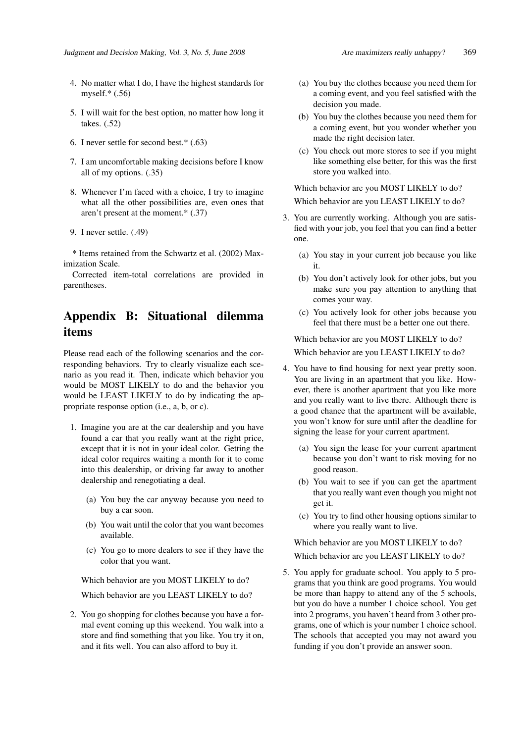4. No matter what I do, I have the highest standards for myself.* (.56)

5. I will wait for the best option, no matter how long it takes. (.52)

6. I never settle for second best.* (.63)

7. I am uncomfortable making decisions before I know all of my options. (.35)

8. Whenever I'm faced with a choice, I try to imagine what all the other possibilities are, even ones that aren't present at the moment.* (.37)

9. I never settle. (.49)

* Items retained from the Schwartz et al. (2002) Maximization Scale.

Corrected item-total correlations are provided in parentheses.

# Appendix B: Situational dilemma items

Please read each of the following scenarios and the corresponding behaviors. Try to clearly visualize each scenario as you read it. Then, indicate which behavior you would be MOST LIKELY to do and the behavior you would be LEAST LIKELY to do by indicating the appropriate response option (i.e., a, b, or c).

1. Imagine you are at the car dealership and you have found a car that you really want at the right price, except that it is not in your ideal color. Getting the ideal color requires waiting a month for it to come into this dealership, or driving far away to another dealership and renegotiating a deal.

   (a) You buy the car anyway because you need to buy a car soon.

   (b) You wait until the color that you want becomes available.

   (c) You go to more dealers to see if they have the color that you want.

   Which behavior are you MOST LIKELY to do?

   Which behavior are you LEAST LIKELY to do?

2. You go shopping for clothes because you have a formal event coming up this weekend. You walk into a store and find something that you like. You try it on, and it fits well. You can also afford to buy it.

   (a) You buy the clothes because you need them for a coming event, and you feel satisfied with the decision you made.

   (b) You buy the clothes because you need them for a coming event, but you wonder whether you made the right decision later.

   (c) You check out more stores to see if you might like something else better, for this was the first store you walked into.

   Which behavior are you MOST LIKELY to do?

   Which behavior are you LEAST LIKELY to do?

3. You are currently working. Although you are satisfied with your job, you feel that you can find a better one.

   (a) You stay in your current job because you like it.

   (b) You don't actively look for other jobs, but you make sure you pay attention to anything that comes your way.

   (c) You actively look for other jobs because you feel that there must be a better one out there.

   Which behavior are you MOST LIKELY to do?

   Which behavior are you LEAST LIKELY to do?

4. You have to find housing for next year pretty soon. You are living in an apartment that you like. However, there is another apartment that you like more and you really want to live there. Although there is a good chance that the apartment will be available, you won't know for sure until after the deadline for signing the lease for your current apartment.

   (a) You sign the lease for your current apartment because you don't want to risk moving for no good reason.

   (b) You wait to see if you can get the apartment that you really want even though you might not get it.

   (c) You try to find other housing options similar to where you really want to live.

   Which behavior are you MOST LIKELY to do?

   Which behavior are you LEAST LIKELY to do?

5. You apply for graduate school. You apply to 5 programs that you think are good programs. You would be more than happy to attend any of the 5 schools, but you do have a number 1 choice school. You get into 2 programs, you haven't heard from 3 other programs, one of which is your number 1 choice school. The schools that accepted you may not award you funding if you don't provide an answer soon.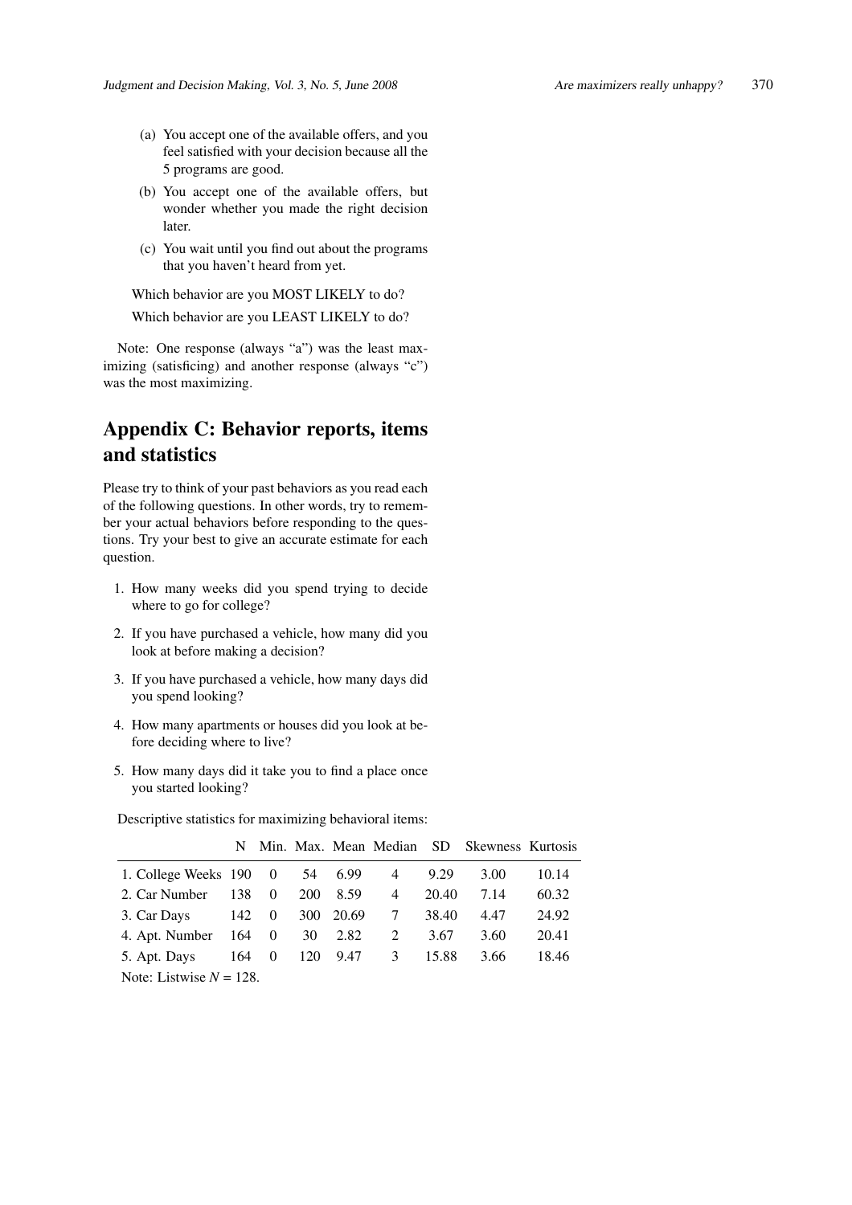(a) You accept one of the available offers, and you feel satisfied with your decision because all the 5 programs are good.

(b) You accept one of the available offers, but wonder whether you made the right decision later.

(c) You wait until you find out about the programs that you haven't heard from yet.

Which behavior are you MOST LIKELY to do?

Which behavior are you LEAST LIKELY to do?

Note: One response (always "a") was the least maximizing (satisficing) and another response (always "c") was the most maximizing.

## Appendix C: Behavior reports, items and statistics

Please try to think of your past behaviors as you read each of the following questions. In other words, try to remember your actual behaviors before responding to the questions. Try your best to give an accurate estimate for each question.

1. How many weeks did you spend trying to decide where to go for college?
2. If you have purchased a vehicle, how many did you look at before making a decision?
3. If you have purchased a vehicle, how many days did you spend looking?
4. How many apartments or houses did you look at before deciding where to live?
5. How many days did it take you to find a place once you started looking?

Descriptive statistics for maximizing behavioral items:

| | N | Min. | Max. | Mean | Median | SD | Skewness | Kurtosis |
|---|---|---|---|---|---|---|---|---|
| 1. College Weeks | 190 | 0 | 54 | 6.99 | 4 | 9.29 | 3.00 | 10.14 |
| 2. Car Number | 138 | 0 | 200 | 8.59 | 4 | 20.40 | 7.14 | 60.32 |
| 3. Car Days | 142 | 0 | 300 | 20.69 | 7 | 38.40 | 4.47 | 24.92 |
| 4. Apt. Number | 164 | 0 | 30 | 2.82 | 2 | 3.67 | 3.60 | 20.41 |
| 5. Apt. Days | 164 | 0 | 120 | 9.47 | 3 | 15.88 | 3.66 | 18.46 |

Note: Listwise $N = 128$.